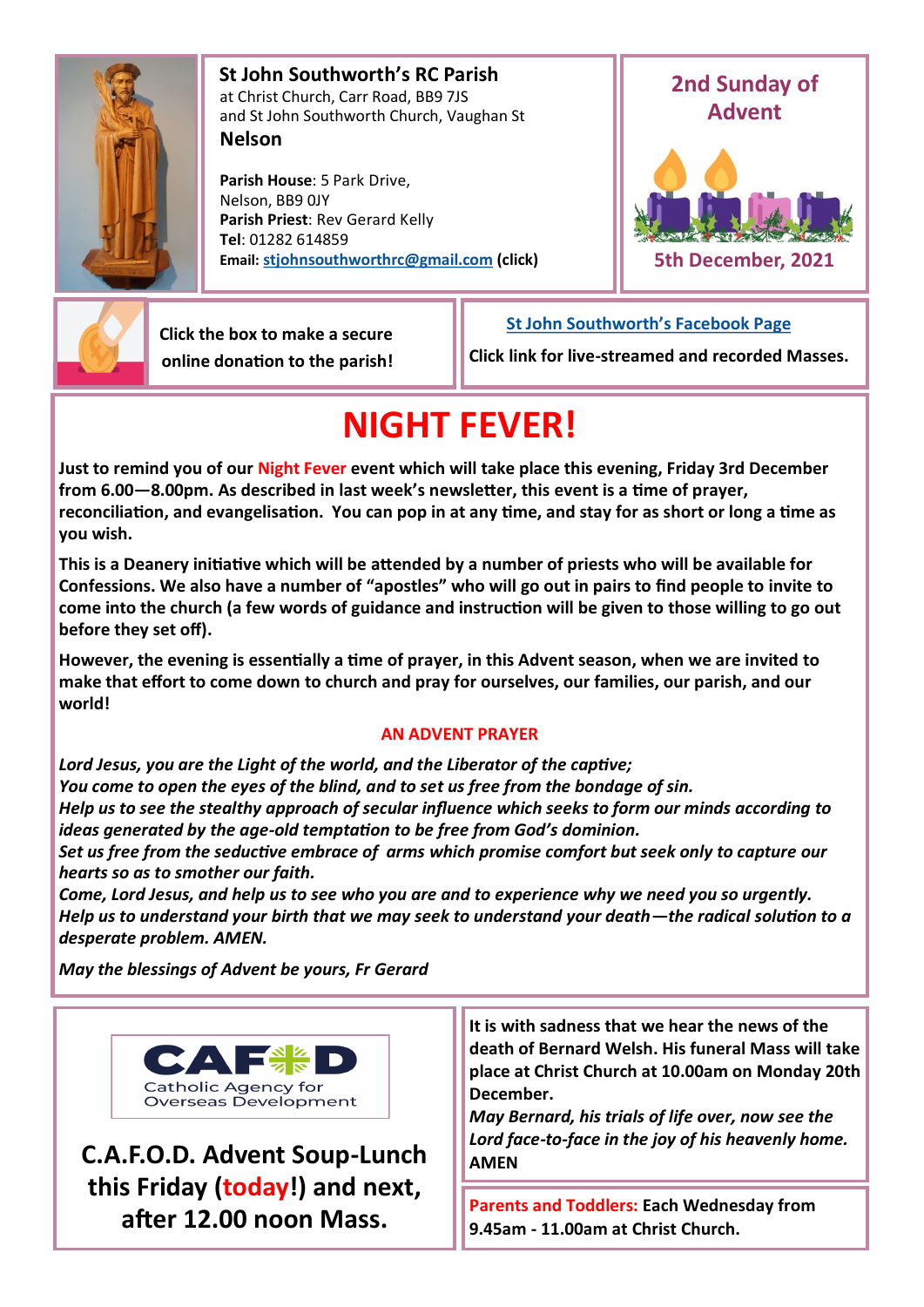**St John Southworth's RC Parish**
at Christ Church, Carr Road, BB9 7JS
and St John Southworth Church, Vaughan St
**Nelson**

**Parish House**: 5 Park Drive, Nelson, BB9 0JY
**Parish Priest**: Rev Gerard Kelly
**Tel**: 01282 614859
**Email:** stjohnsouthworthrc@gmail.com (click)

**2nd Sunday of Advent**

**5th December, 2021**

Click the box to make a secure online donation to the parish!

**St John Southworth's Facebook Page**

Click link for live-streamed and recorded Masses.

# NIGHT FEVER!

**Just to remind you of our Night Fever event which will take place this evening, Friday 3rd December from 6.00—8.00pm. As described in last week's newsletter, this event is a time of prayer, reconciliation, and evangelisation. You can pop in at any time, and stay for as short or long a time as you wish.**

**This is a Deanery initiative which will be attended by a number of priests who will be available for Confessions. We also have a number of "apostles" who will go out in pairs to find people to invite to come into the church (a few words of guidance and instruction will be given to those willing to go out before they set off).**

**However, the evening is essentially a time of prayer, in this Advent season, when we are invited to make that effort to come down to church and pray for ourselves, our families, our parish, and our world!**

### AN ADVENT PRAYER

***Lord Jesus, you are the Light of the world, and the Liberator of the captive;***
***You come to open the eyes of the blind, and to set us free from the bondage of sin.***
***Help us to see the stealthy approach of secular influence which seeks to form our minds according to ideas generated by the age-old temptation to be free from God's dominion.***
***Set us free from the seductive embrace of arms which promise comfort but seek only to capture our hearts so as to smother our faith.***
***Come, Lord Jesus, and help us to see who you are and to experience why we need you so urgently.***
***Help us to understand your birth that we may seek to understand your death—the radical solution to a desperate problem. AMEN.***

***May the blessings of Advent be yours, Fr Gerard***

CAFOD
Catholic Agency for Overseas Development

## C.A.F.O.D. Advent Soup-Lunch this Friday (today!) and next, after 12.00 noon Mass.

**It is with sadness that we hear the news of the death of Bernard Welsh. His funeral Mass will take place at Christ Church at 10.00am on Monday 20th December.**
***May Bernard, his trials of life over, now see the Lord face-to-face in the joy of his heavenly home.*** **AMEN**

**Parents and Toddlers: Each Wednesday from 9.45am - 11.00am at Christ Church.**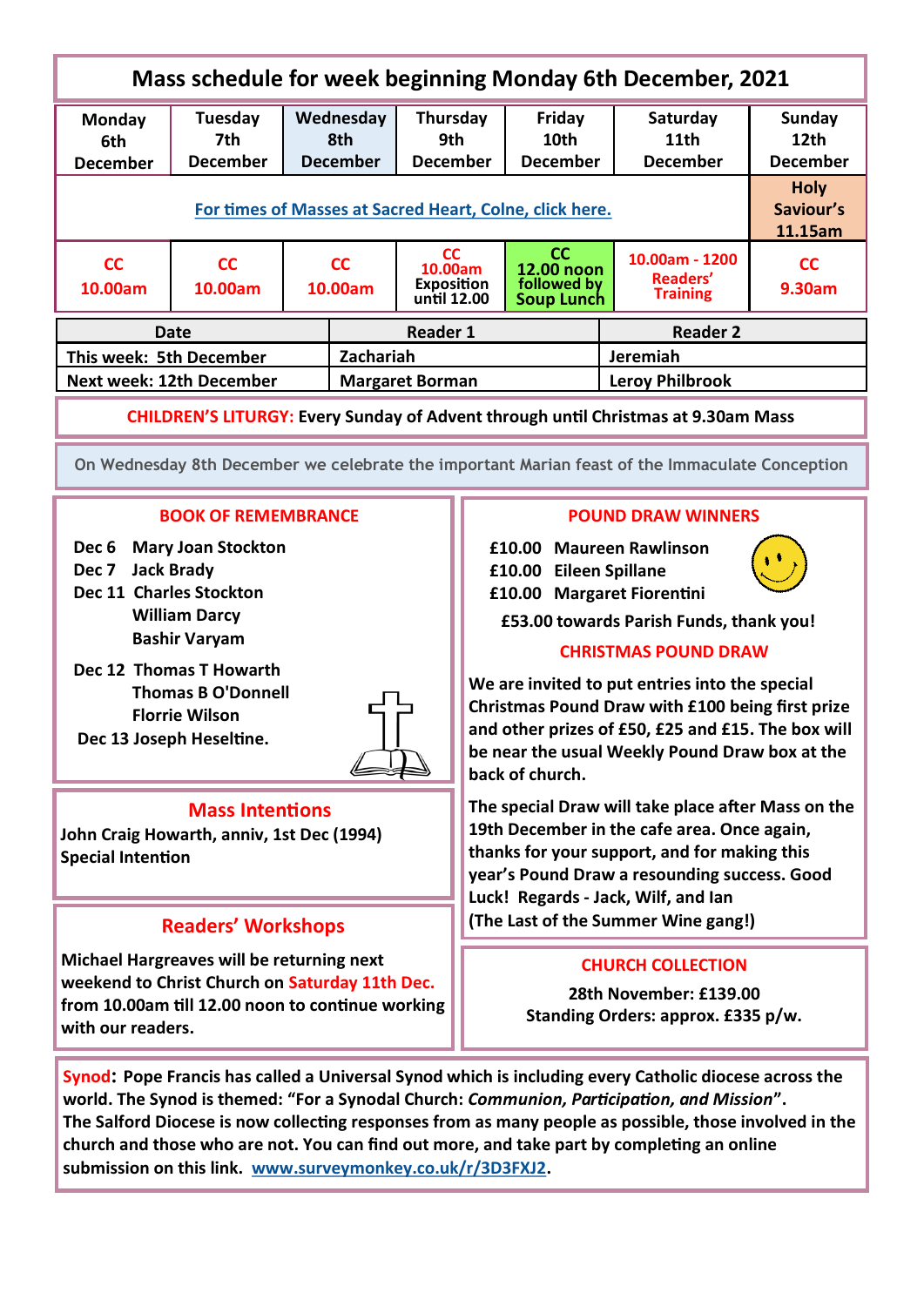# Mass schedule for week beginning Monday 6th December, 2021

| Monday 6th December | Tuesday 7th December | Wednesday 8th December | Thursday 9th December | Friday 10th December | Saturday 11th December | Sunday 12th December |
|---|---|---|---|---|---|---|
| For times of Masses at Sacred Heart, Colne, click here. | | | | | | Holy Saviour's 11.15am |
| CC 10.00am | CC 10.00am | CC 10.00am | CC 10.00am Exposition until 12.00 | CC 12.00 noon followed by Soup Lunch | 10.00am - 1200 Readers' Training | CC 9.30am |

| Date | Reader 1 | Reader 2 |
|---|---|---|
| This week: 5th December | Zachariah | Jeremiah |
| Next week: 12th December | Margaret Borman | Leroy Philbrook |

**CHILDREN'S LITURGY:** Every Sunday of Advent through until Christmas at 9.30am Mass

On Wednesday 8th December we celebrate the important Marian feast of the Immaculate Conception

## BOOK OF REMEMBRANCE

Dec 6 Mary Joan Stockton
Dec 7 Jack Brady
Dec 11 Charles Stockton
William Darcy
Bashir Varyam
Dec 12 Thomas T Howarth
Thomas B O'Donnell
Florrie Wilson
Dec 13 Joseph Heseltine.

## Mass Intentions

John Craig Howarth, anniv, 1st Dec (1994)
Special Intention

## Readers' Workshops

Michael Hargreaves will be returning next weekend to Christ Church on Saturday 11th Dec. from 10.00am till 12.00 noon to continue working with our readers.

## POUND DRAW WINNERS

£10.00 Maureen Rawlinson
£10.00 Eileen Spillane
£10.00 Margaret Fiorentini

£53.00 towards Parish Funds, thank you!

## CHRISTMAS POUND DRAW

We are invited to put entries into the special Christmas Pound Draw with £100 being first prize and other prizes of £50, £25 and £15. The box will be near the usual Weekly Pound Draw box at the back of church.

The special Draw will take place after Mass on the 19th December in the cafe area. Once again, thanks for your support, and for making this year's Pound Draw a resounding success. Good Luck! Regards - Jack, Wilf, and Ian
(The Last of the Summer Wine gang!)

## CHURCH COLLECTION

28th November: £139.00
Standing Orders: approx. £335 p/w.

**Synod:** Pope Francis has called a Universal Synod which is including every Catholic diocese across the world. The Synod is themed: "For a Synodal Church: *Communion, Participation, and Mission*".
The Salford Diocese is now collecting responses from as many people as possible, those involved in the church and those who are not. You can find out more, and take part by completing an online submission on this link. www.surveymonkey.co.uk/r/3D3FXJ2.